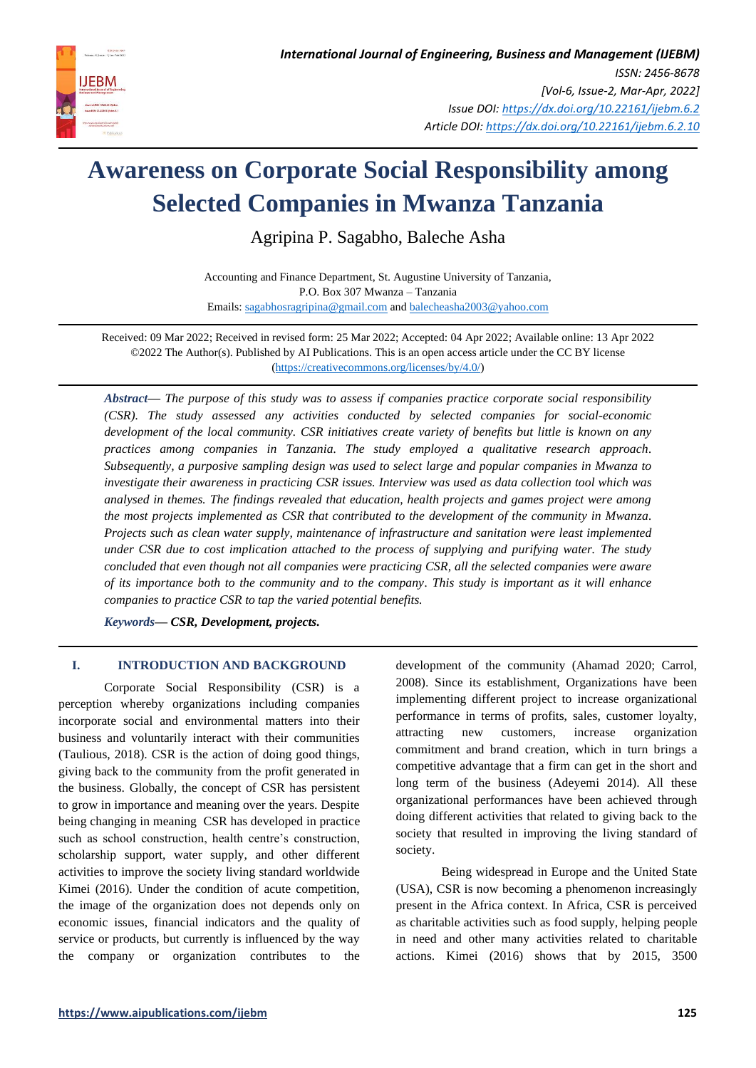# Awareness on Corporate Social Responsibility among Selected Companies in Mwanza Tanzania

Agripina P. Sagabho, Baleche Asha

Accounting and Finance Department, St. Augustine University of Tanzania,
P.O. Box 307 Mwanza – Tanzania
Emails: sagabhosragripina@gmail.com and balecheasha2003@yahoo.com

Received: 09 Mar 2022; Received in revised form: 25 Mar 2022; Accepted: 04 Apr 2022; Available online: 13 Apr 2022
©2022 The Author(s). Published by AI Publications. This is an open access article under the CC BY license (https://creativecommons.org/licenses/by/4.0/)

***Abstract*— *The purpose of this study was to assess if companies practice corporate social responsibility (CSR). The study assessed any activities conducted by selected companies for social-economic development of the local community. CSR initiatives create variety of benefits but little is known on any practices among companies in Tanzania. The study employed a qualitative research approach. Subsequently, a purposive sampling design was used to select large and popular companies in Mwanza to investigate their awareness in practicing CSR issues. Interview was used as data collection tool which was analysed in themes. The findings revealed that education, health projects and games project were among the most projects implemented as CSR that contributed to the development of the community in Mwanza. Projects such as clean water supply, maintenance of infrastructure and sanitation were least implemented under CSR due to cost implication attached to the process of supplying and purifying water. The study concluded that even though not all companies were practicing CSR, all the selected companies were aware of its importance both to the community and to the company. This study is important as it will enhance companies to practice CSR to tap the varied potential benefits.*

***Keywords*— *CSR, Development, projects.***

## I. INTRODUCTION AND BACKGROUND

Corporate Social Responsibility (CSR) is a perception whereby organizations including companies incorporate social and environmental matters into their business and voluntarily interact with their communities (Taulious, 2018). CSR is the action of doing good things, giving back to the community from the profit generated in the business. Globally, the concept of CSR has persistent to grow in importance and meaning over the years. Despite being changing in meaning CSR has developed in practice such as school construction, health centre's construction, scholarship support, water supply, and other different activities to improve the society living standard worldwide Kimei (2016). Under the condition of acute competition, the image of the organization does not depends only on economic issues, financial indicators and the quality of service or products, but currently is influenced by the way the company or organization contributes to the development of the community (Ahamad 2020; Carrol, 2008). Since its establishment, Organizations have been implementing different project to increase organizational performance in terms of profits, sales, customer loyalty, attracting new customers, increase organization commitment and brand creation, which in turn brings a competitive advantage that a firm can get in the short and long term of the business (Adeyemi 2014). All these organizational performances have been achieved through doing different activities that related to giving back to the society that resulted in improving the living standard of society.

Being widespread in Europe and the United State (USA), CSR is now becoming a phenomenon increasingly present in the Africa context. In Africa, CSR is perceived as charitable activities such as food supply, helping people in need and other many activities related to charitable actions. Kimei (2016) shows that by 2015, 3500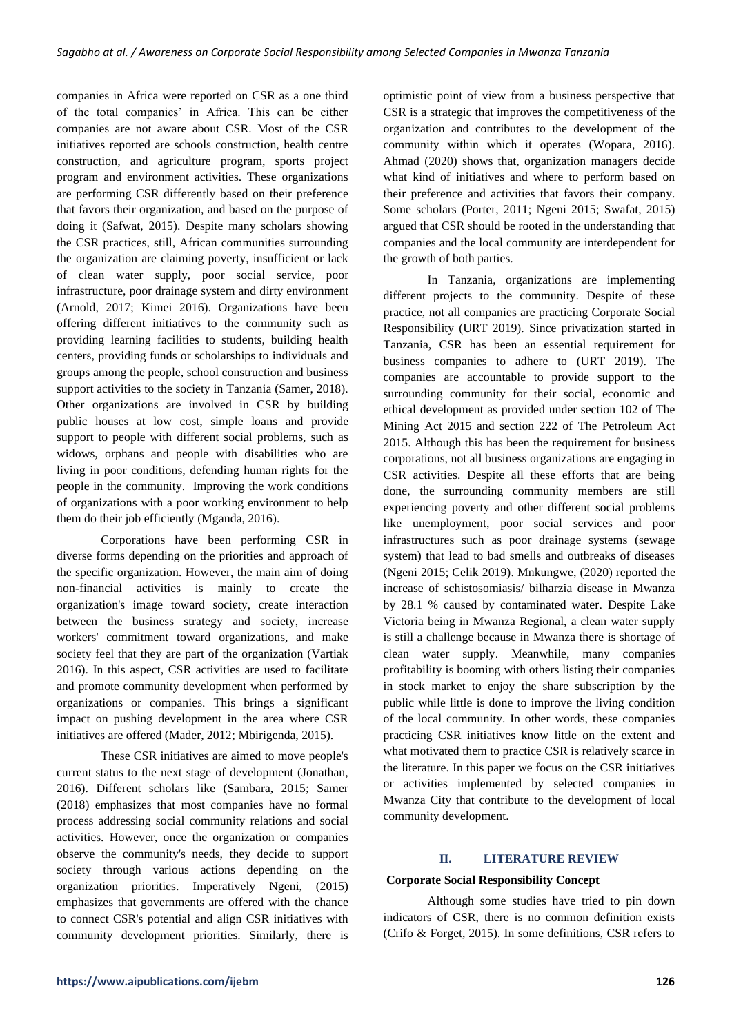companies in Africa were reported on CSR as a one third of the total companies' in Africa. This can be either companies are not aware about CSR. Most of the CSR initiatives reported are schools construction, health centre construction, and agriculture program, sports project program and environment activities. These organizations are performing CSR differently based on their preference that favors their organization, and based on the purpose of doing it (Safwat, 2015). Despite many scholars showing the CSR practices, still, African communities surrounding the organization are claiming poverty, insufficient or lack of clean water supply, poor social service, poor infrastructure, poor drainage system and dirty environment (Arnold, 2017; Kimei 2016). Organizations have been offering different initiatives to the community such as providing learning facilities to students, building health centers, providing funds or scholarships to individuals and groups among the people, school construction and business support activities to the society in Tanzania (Samer, 2018). Other organizations are involved in CSR by building public houses at low cost, simple loans and provide support to people with different social problems, such as widows, orphans and people with disabilities who are living in poor conditions, defending human rights for the people in the community. Improving the work conditions of organizations with a poor working environment to help them do their job efficiently (Mganda, 2016).

Corporations have been performing CSR in diverse forms depending on the priorities and approach of the specific organization. However, the main aim of doing non-financial activities is mainly to create the organization's image toward society, create interaction between the business strategy and society, increase workers' commitment toward organizations, and make society feel that they are part of the organization (Vartiak 2016). In this aspect, CSR activities are used to facilitate and promote community development when performed by organizations or companies. This brings a significant impact on pushing development in the area where CSR initiatives are offered (Mader, 2012; Mbirigenda, 2015).

These CSR initiatives are aimed to move people's current status to the next stage of development (Jonathan, 2016). Different scholars like (Sambara, 2015; Samer (2018) emphasizes that most companies have no formal process addressing social community relations and social activities. However, once the organization or companies observe the community's needs, they decide to support society through various actions depending on the organization priorities. Imperatively Ngeni, (2015) emphasizes that governments are offered with the chance to connect CSR's potential and align CSR initiatives with community development priorities. Similarly, there is optimistic point of view from a business perspective that CSR is a strategic that improves the competitiveness of the organization and contributes to the development of the community within which it operates (Wopara, 2016). Ahmad (2020) shows that, organization managers decide what kind of initiatives and where to perform based on their preference and activities that favors their company. Some scholars (Porter, 2011; Ngeni 2015; Swafat, 2015) argued that CSR should be rooted in the understanding that companies and the local community are interdependent for the growth of both parties.

In Tanzania, organizations are implementing different projects to the community. Despite of these practice, not all companies are practicing Corporate Social Responsibility (URT 2019). Since privatization started in Tanzania, CSR has been an essential requirement for business companies to adhere to (URT 2019). The companies are accountable to provide support to the surrounding community for their social, economic and ethical development as provided under section 102 of The Mining Act 2015 and section 222 of The Petroleum Act 2015. Although this has been the requirement for business corporations, not all business organizations are engaging in CSR activities. Despite all these efforts that are being done, the surrounding community members are still experiencing poverty and other different social problems like unemployment, poor social services and poor infrastructures such as poor drainage systems (sewage system) that lead to bad smells and outbreaks of diseases (Ngeni 2015; Celik 2019). Mnkungwe, (2020) reported the increase of schistosomiasis/ bilharzia disease in Mwanza by 28.1 % caused by contaminated water. Despite Lake Victoria being in Mwanza Regional, a clean water supply is still a challenge because in Mwanza there is shortage of clean water supply. Meanwhile, many companies profitability is booming with others listing their companies in stock market to enjoy the share subscription by the public while little is done to improve the living condition of the local community. In other words, these companies practicing CSR initiatives know little on the extent and what motivated them to practice CSR is relatively scarce in the literature. In this paper we focus on the CSR initiatives or activities implemented by selected companies in Mwanza City that contribute to the development of local community development.

## II. LITERATURE REVIEW

### Corporate Social Responsibility Concept

Although some studies have tried to pin down indicators of CSR, there is no common definition exists (Crifo & Forget, 2015). In some definitions, CSR refers to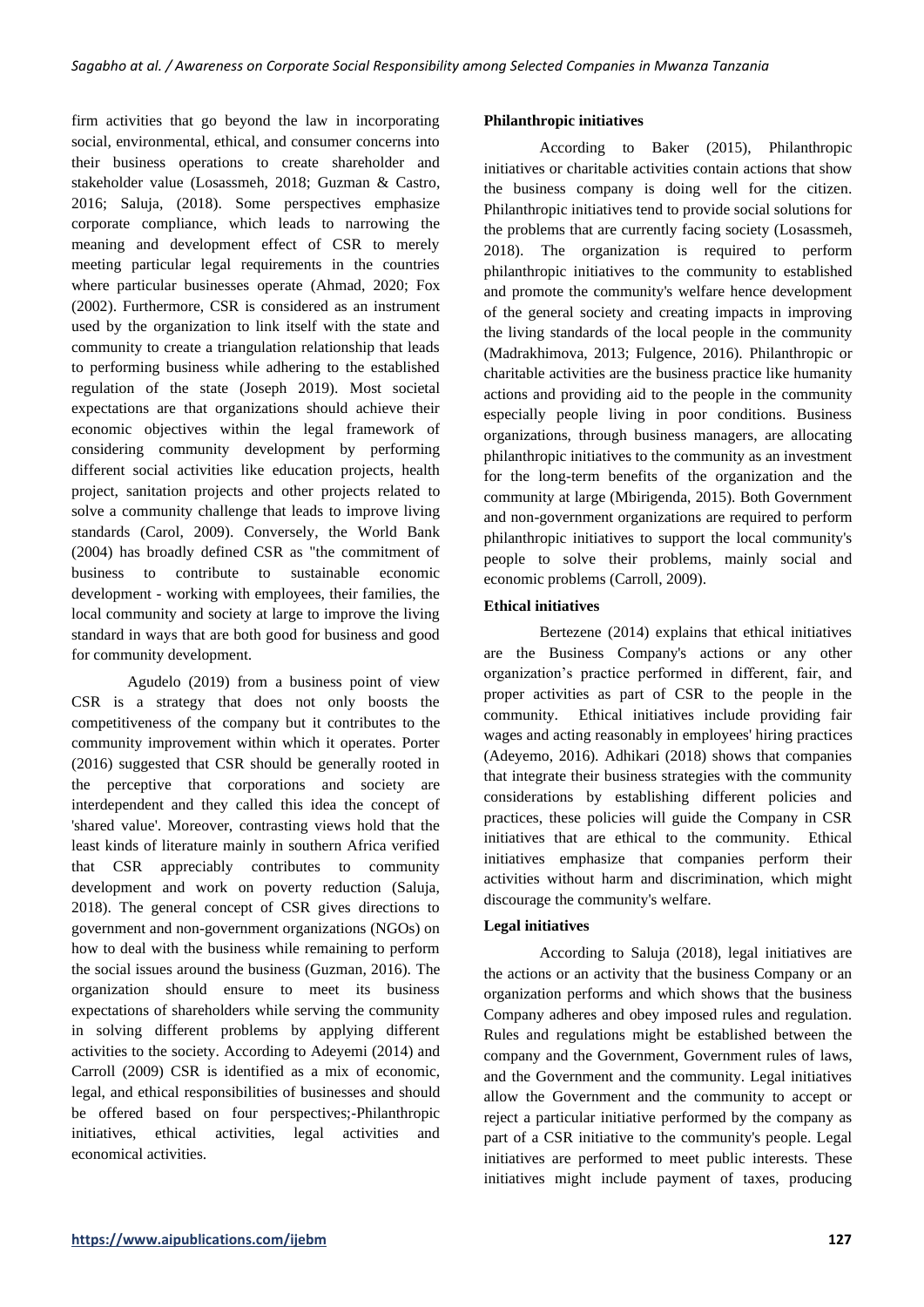firm activities that go beyond the law in incorporating social, environmental, ethical, and consumer concerns into their business operations to create shareholder and stakeholder value (Losassmeh, 2018; Guzman & Castro, 2016; Saluja, (2018). Some perspectives emphasize corporate compliance, which leads to narrowing the meaning and development effect of CSR to merely meeting particular legal requirements in the countries where particular businesses operate (Ahmad, 2020; Fox (2002). Furthermore, CSR is considered as an instrument used by the organization to link itself with the state and community to create a triangulation relationship that leads to performing business while adhering to the established regulation of the state (Joseph 2019). Most societal expectations are that organizations should achieve their economic objectives within the legal framework of considering community development by performing different social activities like education projects, health project, sanitation projects and other projects related to solve a community challenge that leads to improve living standards (Carol, 2009). Conversely, the World Bank (2004) has broadly defined CSR as "the commitment of business to contribute to sustainable economic development - working with employees, their families, the local community and society at large to improve the living standard in ways that are both good for business and good for community development.

Agudelo (2019) from a business point of view CSR is a strategy that does not only boosts the competitiveness of the company but it contributes to the community improvement within which it operates. Porter (2016) suggested that CSR should be generally rooted in the perceptive that corporations and society are interdependent and they called this idea the concept of 'shared value'. Moreover, contrasting views hold that the least kinds of literature mainly in southern Africa verified that CSR appreciably contributes to community development and work on poverty reduction (Saluja, 2018). The general concept of CSR gives directions to government and non-government organizations (NGOs) on how to deal with the business while remaining to perform the social issues around the business (Guzman, 2016). The organization should ensure to meet its business expectations of shareholders while serving the community in solving different problems by applying different activities to the society. According to Adeyemi (2014) and Carroll (2009) CSR is identified as a mix of economic, legal, and ethical responsibilities of businesses and should be offered based on four perspectives;-Philanthropic initiatives, ethical activities, legal activities and economical activities.

**Philanthropic initiatives**

According to Baker (2015), Philanthropic initiatives or charitable activities contain actions that show the business company is doing well for the citizen. Philanthropic initiatives tend to provide social solutions for the problems that are currently facing society (Losassmeh, 2018). The organization is required to perform philanthropic initiatives to the community to established and promote the community's welfare hence development of the general society and creating impacts in improving the living standards of the local people in the community (Madrakhimova, 2013; Fulgence, 2016). Philanthropic or charitable activities are the business practice like humanity actions and providing aid to the people in the community especially people living in poor conditions. Business organizations, through business managers, are allocating philanthropic initiatives to the community as an investment for the long-term benefits of the organization and the community at large (Mbirigenda, 2015). Both Government and non-government organizations are required to perform philanthropic initiatives to support the local community's people to solve their problems, mainly social and economic problems (Carroll, 2009).

**Ethical initiatives**

Bertezene (2014) explains that ethical initiatives are the Business Company's actions or any other organization's practice performed in different, fair, and proper activities as part of CSR to the people in the community. Ethical initiatives include providing fair wages and acting reasonably in employees' hiring practices (Adeyemo, 2016). Adhikari (2018) shows that companies that integrate their business strategies with the community considerations by establishing different policies and practices, these policies will guide the Company in CSR initiatives that are ethical to the community. Ethical initiatives emphasize that companies perform their activities without harm and discrimination, which might discourage the community's welfare.

**Legal initiatives**

According to Saluja (2018), legal initiatives are the actions or an activity that the business Company or an organization performs and which shows that the business Company adheres and obey imposed rules and regulation. Rules and regulations might be established between the company and the Government, Government rules of laws, and the Government and the community. Legal initiatives allow the Government and the community to accept or reject a particular initiative performed by the company as part of a CSR initiative to the community's people. Legal initiatives are performed to meet public interests. These initiatives might include payment of taxes, producing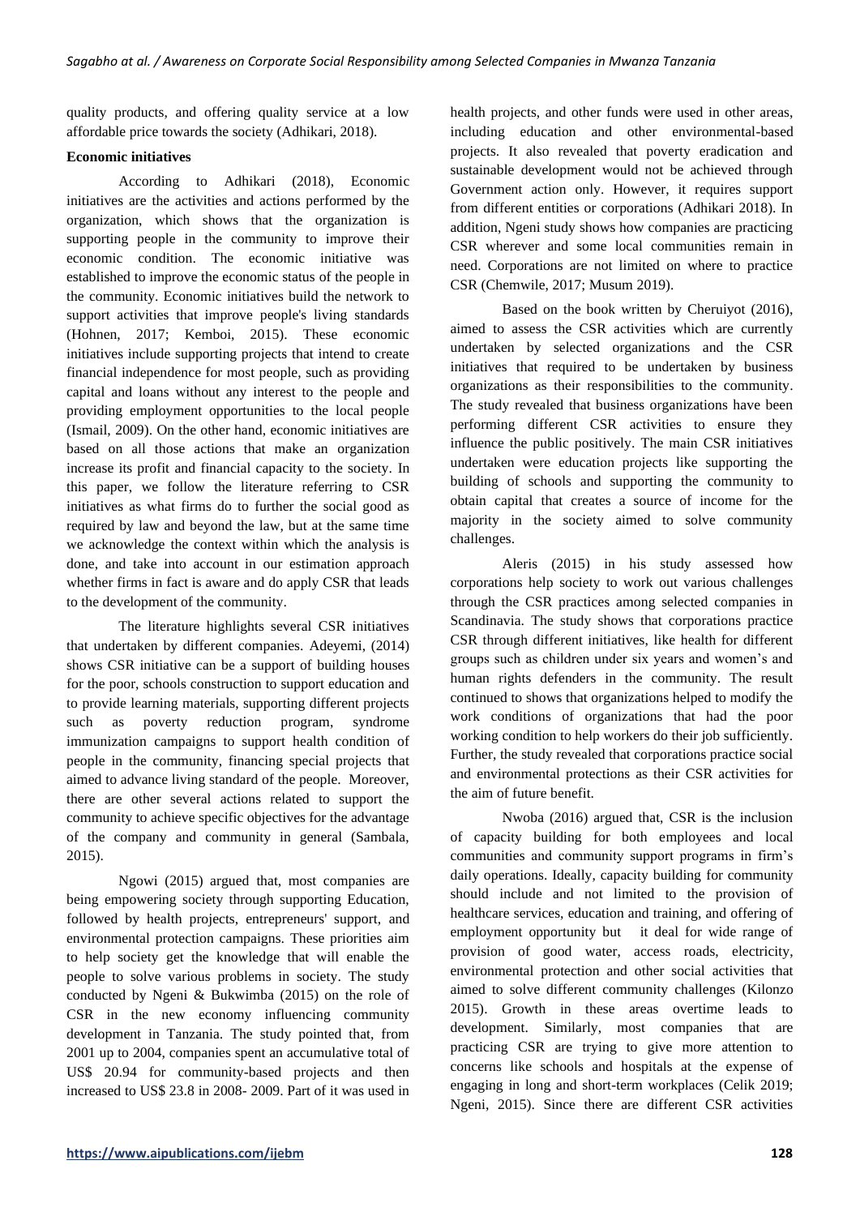quality products, and offering quality service at a low affordable price towards the society (Adhikari, 2018).

**Economic initiatives**

According to Adhikari (2018), Economic initiatives are the activities and actions performed by the organization, which shows that the organization is supporting people in the community to improve their economic condition. The economic initiative was established to improve the economic status of the people in the community. Economic initiatives build the network to support activities that improve people's living standards (Hohnen, 2017; Kemboi, 2015). These economic initiatives include supporting projects that intend to create financial independence for most people, such as providing capital and loans without any interest to the people and providing employment opportunities to the local people (Ismail, 2009). On the other hand, economic initiatives are based on all those actions that make an organization increase its profit and financial capacity to the society. In this paper, we follow the literature referring to CSR initiatives as what firms do to further the social good as required by law and beyond the law, but at the same time we acknowledge the context within which the analysis is done, and take into account in our estimation approach whether firms in fact is aware and do apply CSR that leads to the development of the community.

The literature highlights several CSR initiatives that undertaken by different companies. Adeyemi, (2014) shows CSR initiative can be a support of building houses for the poor, schools construction to support education and to provide learning materials, supporting different projects such as poverty reduction program, syndrome immunization campaigns to support health condition of people in the community, financing special projects that aimed to advance living standard of the people. Moreover, there are other several actions related to support the community to achieve specific objectives for the advantage of the company and community in general (Sambala, 2015).

Ngowi (2015) argued that, most companies are being empowering society through supporting Education, followed by health projects, entrepreneurs' support, and environmental protection campaigns. These priorities aim to help society get the knowledge that will enable the people to solve various problems in society. The study conducted by Ngeni & Bukwimba (2015) on the role of CSR in the new economy influencing community development in Tanzania. The study pointed that, from 2001 up to 2004, companies spent an accumulative total of US$ 20.94 for community-based projects and then increased to US$ 23.8 in 2008- 2009. Part of it was used in health projects, and other funds were used in other areas, including education and other environmental-based projects. It also revealed that poverty eradication and sustainable development would not be achieved through Government action only. However, it requires support from different entities or corporations (Adhikari 2018). In addition, Ngeni study shows how companies are practicing CSR wherever and some local communities remain in need. Corporations are not limited on where to practice CSR (Chemwile, 2017; Musum 2019).

Based on the book written by Cheruiyot (2016), aimed to assess the CSR activities which are currently undertaken by selected organizations and the CSR initiatives that required to be undertaken by business organizations as their responsibilities to the community. The study revealed that business organizations have been performing different CSR activities to ensure they influence the public positively. The main CSR initiatives undertaken were education projects like supporting the building of schools and supporting the community to obtain capital that creates a source of income for the majority in the society aimed to solve community challenges.

Aleris (2015) in his study assessed how corporations help society to work out various challenges through the CSR practices among selected companies in Scandinavia. The study shows that corporations practice CSR through different initiatives, like health for different groups such as children under six years and women's and human rights defenders in the community. The result continued to shows that organizations helped to modify the work conditions of organizations that had the poor working condition to help workers do their job sufficiently. Further, the study revealed that corporations practice social and environmental protections as their CSR activities for the aim of future benefit.

Nwoba (2016) argued that, CSR is the inclusion of capacity building for both employees and local communities and community support programs in firm's daily operations. Ideally, capacity building for community should include and not limited to the provision of healthcare services, education and training, and offering of employment opportunity but it deal for wide range of provision of good water, access roads, electricity, environmental protection and other social activities that aimed to solve different community challenges (Kilonzo 2015). Growth in these areas overtime leads to development. Similarly, most companies that are practicing CSR are trying to give more attention to concerns like schools and hospitals at the expense of engaging in long and short-term workplaces (Celik 2019; Ngeni, 2015). Since there are different CSR activities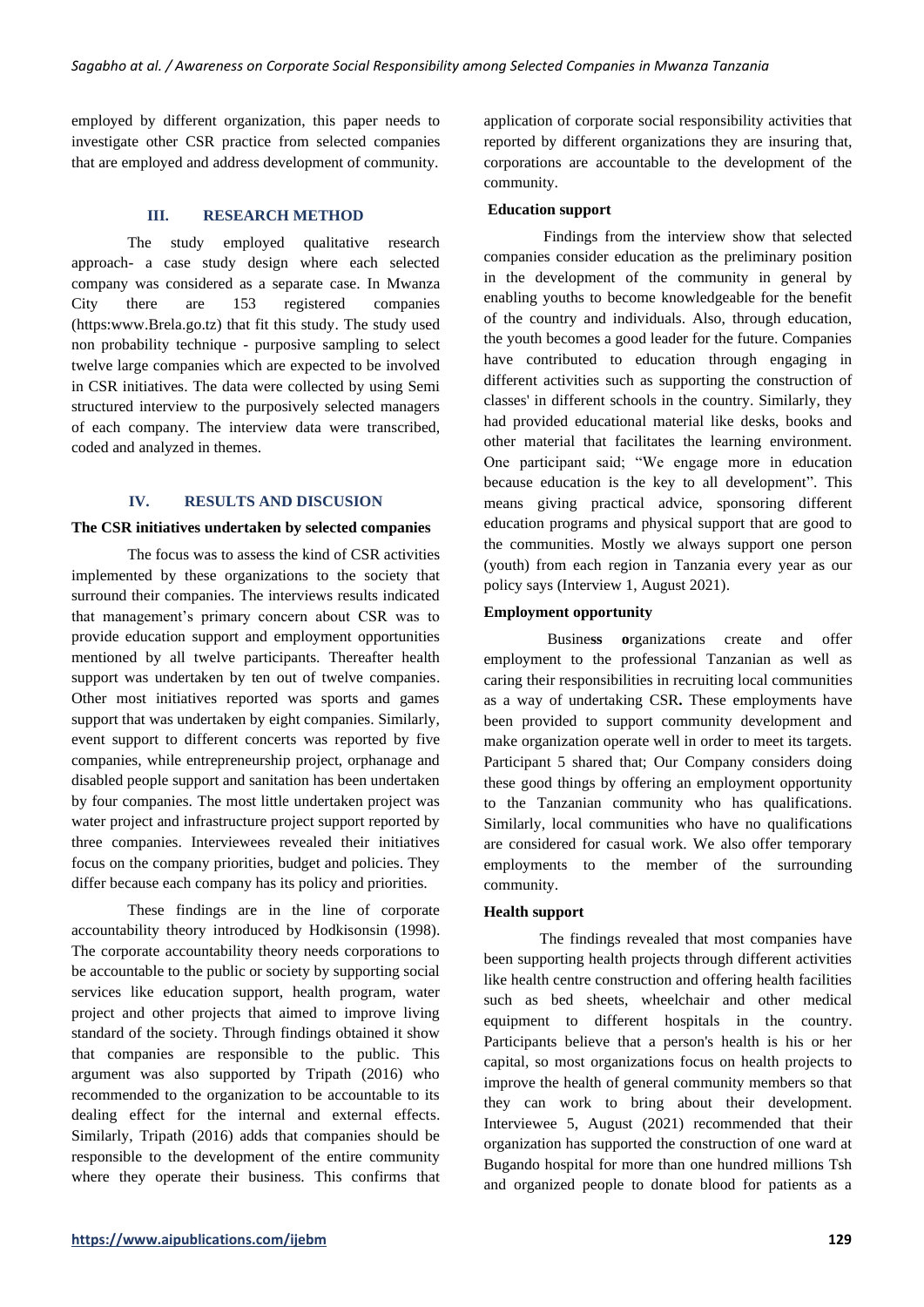employed by different organization, this paper needs to investigate other CSR practice from selected companies that are employed and address development of community.

## III. RESEARCH METHOD

The study employed qualitative research approach- a case study design where each selected company was considered as a separate case. In Mwanza City there are 153 registered companies (https:www.Brela.go.tz) that fit this study. The study used non probability technique - purposive sampling to select twelve large companies which are expected to be involved in CSR initiatives. The data were collected by using Semi structured interview to the purposively selected managers of each company. The interview data were transcribed, coded and analyzed in themes.

## IV. RESULTS AND DISCUSION

### The CSR initiatives undertaken by selected companies

The focus was to assess the kind of CSR activities implemented by these organizations to the society that surround their companies. The interviews results indicated that management's primary concern about CSR was to provide education support and employment opportunities mentioned by all twelve participants. Thereafter health support was undertaken by ten out of twelve companies. Other most initiatives reported was sports and games support that was undertaken by eight companies. Similarly, event support to different concerts was reported by five companies, while entrepreneurship project, orphanage and disabled people support and sanitation has been undertaken by four companies. The most little undertaken project was water project and infrastructure project support reported by three companies. Interviewees revealed their initiatives focus on the company priorities, budget and policies. They differ because each company has its policy and priorities.

These findings are in the line of corporate accountability theory introduced by Hodkisonsin (1998). The corporate accountability theory needs corporations to be accountable to the public or society by supporting social services like education support, health program, water project and other projects that aimed to improve living standard of the society. Through findings obtained it show that companies are responsible to the public. This argument was also supported by Tripath (2016) who recommended to the organization to be accountable to its dealing effect for the internal and external effects. Similarly, Tripath (2016) adds that companies should be responsible to the development of the entire community where they operate their business. This confirms that application of corporate social responsibility activities that reported by different organizations they are insuring that, corporations are accountable to the development of the community.

### Education support

Findings from the interview show that selected companies consider education as the preliminary position in the development of the community in general by enabling youths to become knowledgeable for the benefit of the country and individuals. Also, through education, the youth becomes a good leader for the future. Companies have contributed to education through engaging in different activities such as supporting the construction of classes' in different schools in the country. Similarly, they had provided educational material like desks, books and other material that facilitates the learning environment. One participant said; "We engage more in education because education is the key to all development". This means giving practical advice, sponsoring different education programs and physical support that are good to the communities. Mostly we always support one person (youth) from each region in Tanzania every year as our policy says (Interview 1, August 2021).

### Employment opportunity

Business organizations create and offer employment to the professional Tanzanian as well as caring their responsibilities in recruiting local communities as a way of undertaking CSR. These employments have been provided to support community development and make organization operate well in order to meet its targets. Participant 5 shared that; Our Company considers doing these good things by offering an employment opportunity to the Tanzanian community who has qualifications. Similarly, local communities who have no qualifications are considered for casual work. We also offer temporary employments to the member of the surrounding community.

### Health support

The findings revealed that most companies have been supporting health projects through different activities like health centre construction and offering health facilities such as bed sheets, wheelchair and other medical equipment to different hospitals in the country. Participants believe that a person's health is his or her capital, so most organizations focus on health projects to improve the health of general community members so that they can work to bring about their development. Interviewee 5, August (2021) recommended that their organization has supported the construction of one ward at Bugando hospital for more than one hundred millions Tsh and organized people to donate blood for patients as a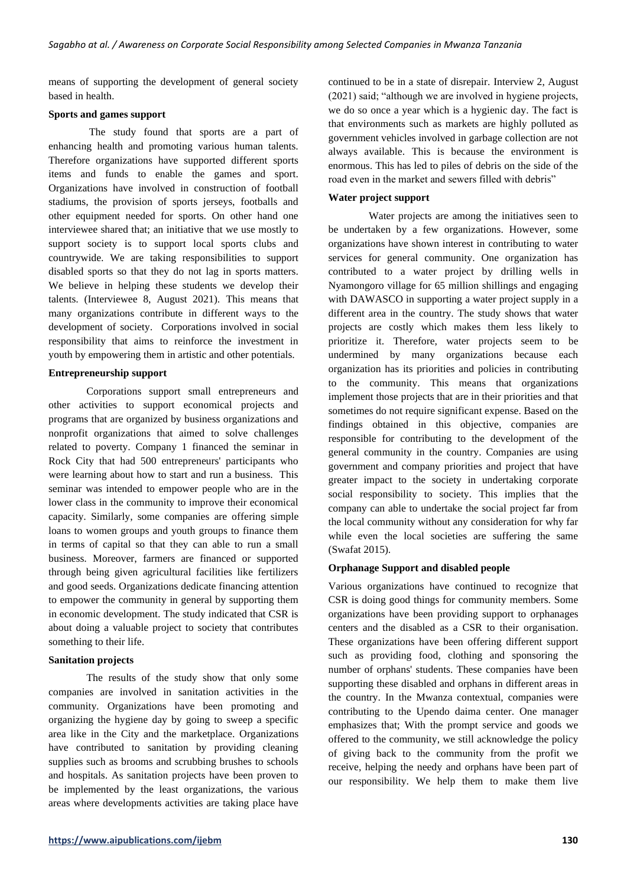means of supporting the development of general society based in health.

**Sports and games support**

The study found that sports are a part of enhancing health and promoting various human talents. Therefore organizations have supported different sports items and funds to enable the games and sport. Organizations have involved in construction of football stadiums, the provision of sports jerseys, footballs and other equipment needed for sports. On other hand one interviewee shared that; an initiative that we use mostly to support society is to support local sports clubs and countrywide. We are taking responsibilities to support disabled sports so that they do not lag in sports matters. We believe in helping these students we develop their talents. (Interviewee 8, August 2021). This means that many organizations contribute in different ways to the development of society. Corporations involved in social responsibility that aims to reinforce the investment in youth by empowering them in artistic and other potentials.

**Entrepreneurship support**

Corporations support small entrepreneurs and other activities to support economical projects and programs that are organized by business organizations and nonprofit organizations that aimed to solve challenges related to poverty. Company 1 financed the seminar in Rock City that had 500 entrepreneurs' participants who were learning about how to start and run a business. This seminar was intended to empower people who are in the lower class in the community to improve their economical capacity. Similarly, some companies are offering simple loans to women groups and youth groups to finance them in terms of capital so that they can able to run a small business. Moreover, farmers are financed or supported through being given agricultural facilities like fertilizers and good seeds. Organizations dedicate financing attention to empower the community in general by supporting them in economic development. The study indicated that CSR is about doing a valuable project to society that contributes something to their life.

**Sanitation projects**

The results of the study show that only some companies are involved in sanitation activities in the community. Organizations have been promoting and organizing the hygiene day by going to sweep a specific area like in the City and the marketplace. Organizations have contributed to sanitation by providing cleaning supplies such as brooms and scrubbing brushes to schools and hospitals. As sanitation projects have been proven to be implemented by the least organizations, the various areas where developments activities are taking place have continued to be in a state of disrepair. Interview 2, August (2021) said; "although we are involved in hygiene projects, we do so once a year which is a hygienic day. The fact is that environments such as markets are highly polluted as government vehicles involved in garbage collection are not always available. This is because the environment is enormous. This has led to piles of debris on the side of the road even in the market and sewers filled with debris"

**Water project support**

Water projects are among the initiatives seen to be undertaken by a few organizations. However, some organizations have shown interest in contributing to water services for general community. One organization has contributed to a water project by drilling wells in Nyamongoro village for 65 million shillings and engaging with DAWASCO in supporting a water project supply in a different area in the country. The study shows that water projects are costly which makes them less likely to prioritize it. Therefore, water projects seem to be undermined by many organizations because each organization has its priorities and policies in contributing to the community. This means that organizations implement those projects that are in their priorities and that sometimes do not require significant expense. Based on the findings obtained in this objective, companies are responsible for contributing to the development of the general community in the country. Companies are using government and company priorities and project that have greater impact to the society in undertaking corporate social responsibility to society. This implies that the company can able to undertake the social project far from the local community without any consideration for why far while even the local societies are suffering the same (Swafat 2015).

**Orphanage Support and disabled people**

Various organizations have continued to recognize that CSR is doing good things for community members. Some organizations have been providing support to orphanages centers and the disabled as a CSR to their organisation. These organizations have been offering different support such as providing food, clothing and sponsoring the number of orphans' students. These companies have been supporting these disabled and orphans in different areas in the country. In the Mwanza contextual, companies were contributing to the Upendo daima center. One manager emphasizes that; With the prompt service and goods we offered to the community, we still acknowledge the policy of giving back to the community from the profit we receive, helping the needy and orphans have been part of our responsibility. We help them to make them live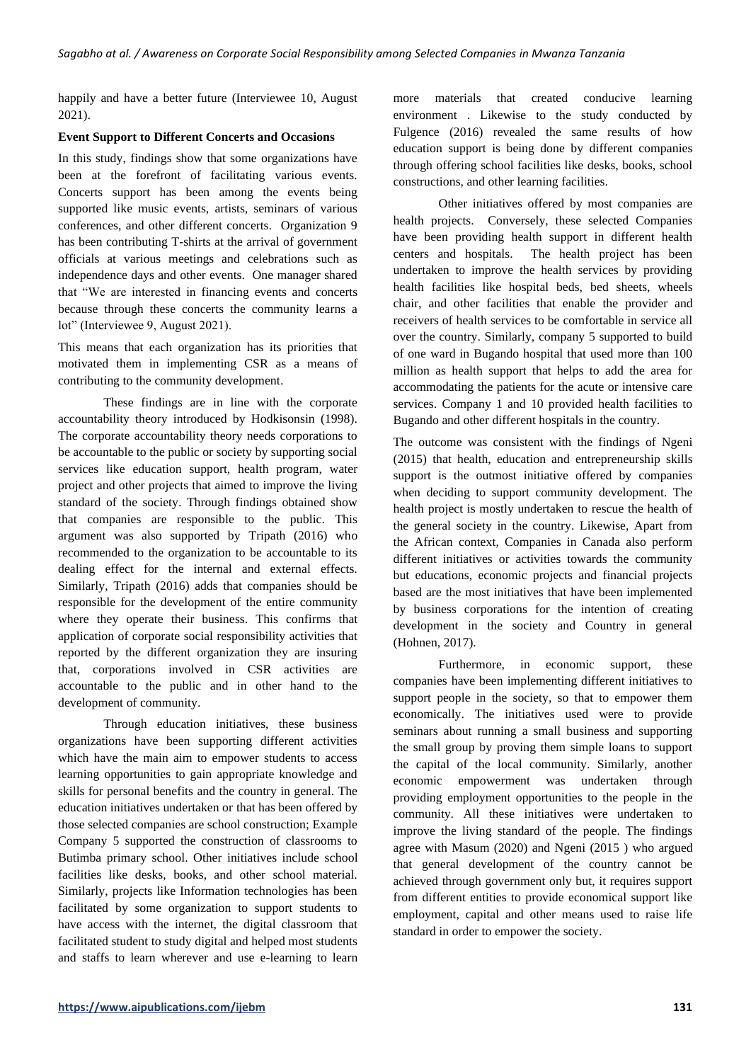happily and have a better future (Interviewee 10, August 2021).

**Event Support to Different Concerts and Occasions**

In this study, findings show that some organizations have been at the forefront of facilitating various events. Concerts support has been among the events being supported like music events, artists, seminars of various conferences, and other different concerts. Organization 9 has been contributing T-shirts at the arrival of government officials at various meetings and celebrations such as independence days and other events. One manager shared that "We are interested in financing events and concerts because through these concerts the community learns a lot" (Interviewee 9, August 2021).

This means that each organization has its priorities that motivated them in implementing CSR as a means of contributing to the community development.

These findings are in line with the corporate accountability theory introduced by Hodkisonsin (1998). The corporate accountability theory needs corporations to be accountable to the public or society by supporting social services like education support, health program, water project and other projects that aimed to improve the living standard of the society. Through findings obtained show that companies are responsible to the public. This argument was also supported by Tripath (2016) who recommended to the organization to be accountable to its dealing effect for the internal and external effects. Similarly, Tripath (2016) adds that companies should be responsible for the development of the entire community where they operate their business. This confirms that application of corporate social responsibility activities that reported by the different organization they are insuring that, corporations involved in CSR activities are accountable to the public and in other hand to the development of community.

Through education initiatives, these business organizations have been supporting different activities which have the main aim to empower students to access learning opportunities to gain appropriate knowledge and skills for personal benefits and the country in general. The education initiatives undertaken or that has been offered by those selected companies are school construction; Example Company 5 supported the construction of classrooms to Butimba primary school. Other initiatives include school facilities like desks, books, and other school material. Similarly, projects like Information technologies has been facilitated by some organization to support students to have access with the internet, the digital classroom that facilitated student to study digital and helped most students and staffs to learn wherever and use e-learning to learn more materials that created conducive learning environment . Likewise to the study conducted by Fulgence (2016) revealed the same results of how education support is being done by different companies through offering school facilities like desks, books, school constructions, and other learning facilities.

Other initiatives offered by most companies are health projects. Conversely, these selected Companies have been providing health support in different health centers and hospitals. The health project has been undertaken to improve the health services by providing health facilities like hospital beds, bed sheets, wheels chair, and other facilities that enable the provider and receivers of health services to be comfortable in service all over the country. Similarly, company 5 supported to build of one ward in Bugando hospital that used more than 100 million as health support that helps to add the area for accommodating the patients for the acute or intensive care services. Company 1 and 10 provided health facilities to Bugando and other different hospitals in the country.

The outcome was consistent with the findings of Ngeni (2015) that health, education and entrepreneurship skills support is the outmost initiative offered by companies when deciding to support community development. The health project is mostly undertaken to rescue the health of the general society in the country. Likewise, Apart from the African context, Companies in Canada also perform different initiatives or activities towards the community but educations, economic projects and financial projects based are the most initiatives that have been implemented by business corporations for the intention of creating development in the society and Country in general (Hohnen, 2017).

Furthermore, in economic support, these companies have been implementing different initiatives to support people in the society, so that to empower them economically. The initiatives used were to provide seminars about running a small business and supporting the small group by proving them simple loans to support the capital of the local community. Similarly, another economic empowerment was undertaken through providing employment opportunities to the people in the community. All these initiatives were undertaken to improve the living standard of the people. The findings agree with Masum (2020) and Ngeni (2015 ) who argued that general development of the country cannot be achieved through government only but, it requires support from different entities to provide economical support like employment, capital and other means used to raise life standard in order to empower the society.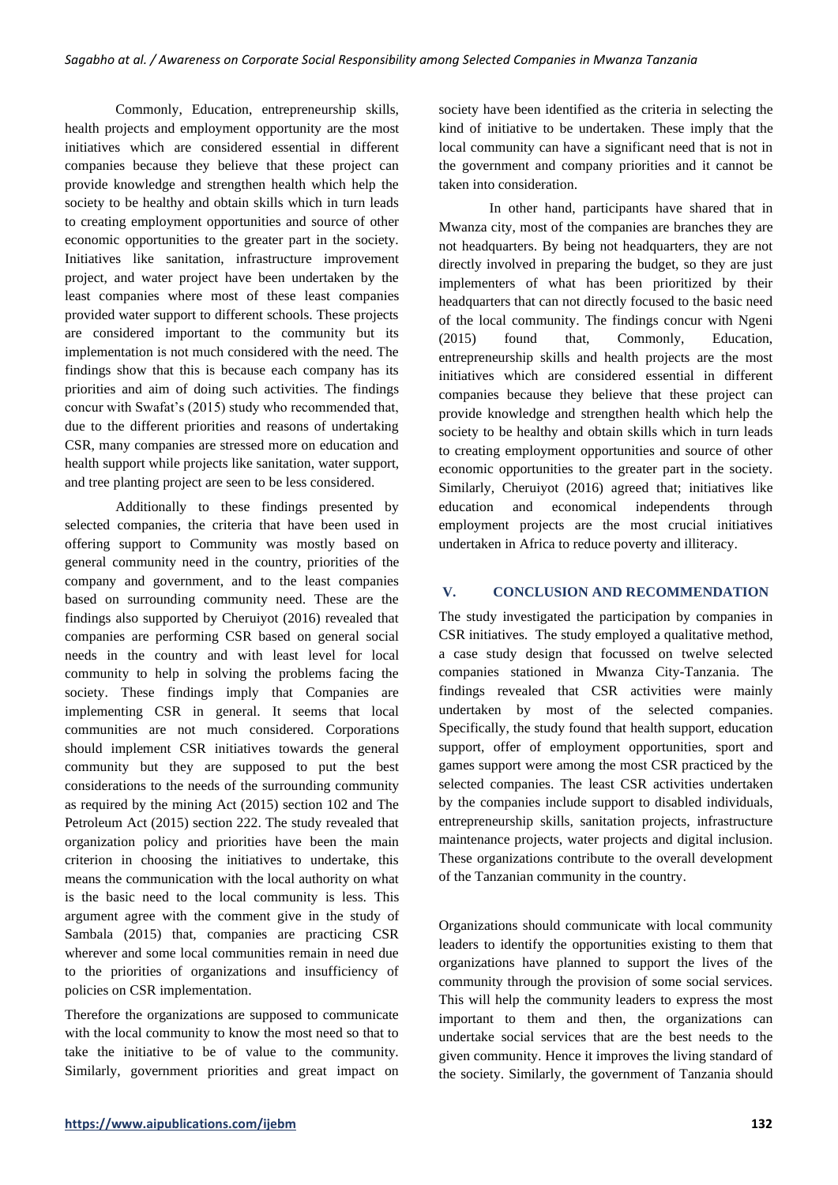Commonly, Education, entrepreneurship skills, health projects and employment opportunity are the most initiatives which are considered essential in different companies because they believe that these project can provide knowledge and strengthen health which help the society to be healthy and obtain skills which in turn leads to creating employment opportunities and source of other economic opportunities to the greater part in the society. Initiatives like sanitation, infrastructure improvement project, and water project have been undertaken by the least companies where most of these least companies provided water support to different schools. These projects are considered important to the community but its implementation is not much considered with the need. The findings show that this is because each company has its priorities and aim of doing such activities. The findings concur with Swafat's (2015) study who recommended that, due to the different priorities and reasons of undertaking CSR, many companies are stressed more on education and health support while projects like sanitation, water support, and tree planting project are seen to be less considered.

Additionally to these findings presented by selected companies, the criteria that have been used in offering support to Community was mostly based on general community need in the country, priorities of the company and government, and to the least companies based on surrounding community need. These are the findings also supported by Cheruiyot (2016) revealed that companies are performing CSR based on general social needs in the country and with least level for local community to help in solving the problems facing the society. These findings imply that Companies are implementing CSR in general. It seems that local communities are not much considered. Corporations should implement CSR initiatives towards the general community but they are supposed to put the best considerations to the needs of the surrounding community as required by the mining Act (2015) section 102 and The Petroleum Act (2015) section 222. The study revealed that organization policy and priorities have been the main criterion in choosing the initiatives to undertake, this means the communication with the local authority on what is the basic need to the local community is less. This argument agree with the comment give in the study of Sambala (2015) that, companies are practicing CSR wherever and some local communities remain in need due to the priorities of organizations and insufficiency of policies on CSR implementation.

Therefore the organizations are supposed to communicate with the local community to know the most need so that to take the initiative to be of value to the community. Similarly, government priorities and great impact on society have been identified as the criteria in selecting the kind of initiative to be undertaken. These imply that the local community can have a significant need that is not in the government and company priorities and it cannot be taken into consideration.

In other hand, participants have shared that in Mwanza city, most of the companies are branches they are not headquarters. By being not headquarters, they are not directly involved in preparing the budget, so they are just implementers of what has been prioritized by their headquarters that can not directly focused to the basic need of the local community. The findings concur with Ngeni (2015) found that, Commonly, Education, entrepreneurship skills and health projects are the most initiatives which are considered essential in different companies because they believe that these project can provide knowledge and strengthen health which help the society to be healthy and obtain skills which in turn leads to creating employment opportunities and source of other economic opportunities to the greater part in the society. Similarly, Cheruiyot (2016) agreed that; initiatives like education and economical independents through employment projects are the most crucial initiatives undertaken in Africa to reduce poverty and illiteracy.

## V. CONCLUSION AND RECOMMENDATION

The study investigated the participation by companies in CSR initiatives. The study employed a qualitative method, a case study design that focussed on twelve selected companies stationed in Mwanza City-Tanzania. The findings revealed that CSR activities were mainly undertaken by most of the selected companies. Specifically, the study found that health support, education support, offer of employment opportunities, sport and games support were among the most CSR practiced by the selected companies. The least CSR activities undertaken by the companies include support to disabled individuals, entrepreneurship skills, sanitation projects, infrastructure maintenance projects, water projects and digital inclusion. These organizations contribute to the overall development of the Tanzanian community in the country.

Organizations should communicate with local community leaders to identify the opportunities existing to them that organizations have planned to support the lives of the community through the provision of some social services. This will help the community leaders to express the most important to them and then, the organizations can undertake social services that are the best needs to the given community. Hence it improves the living standard of the society. Similarly, the government of Tanzania should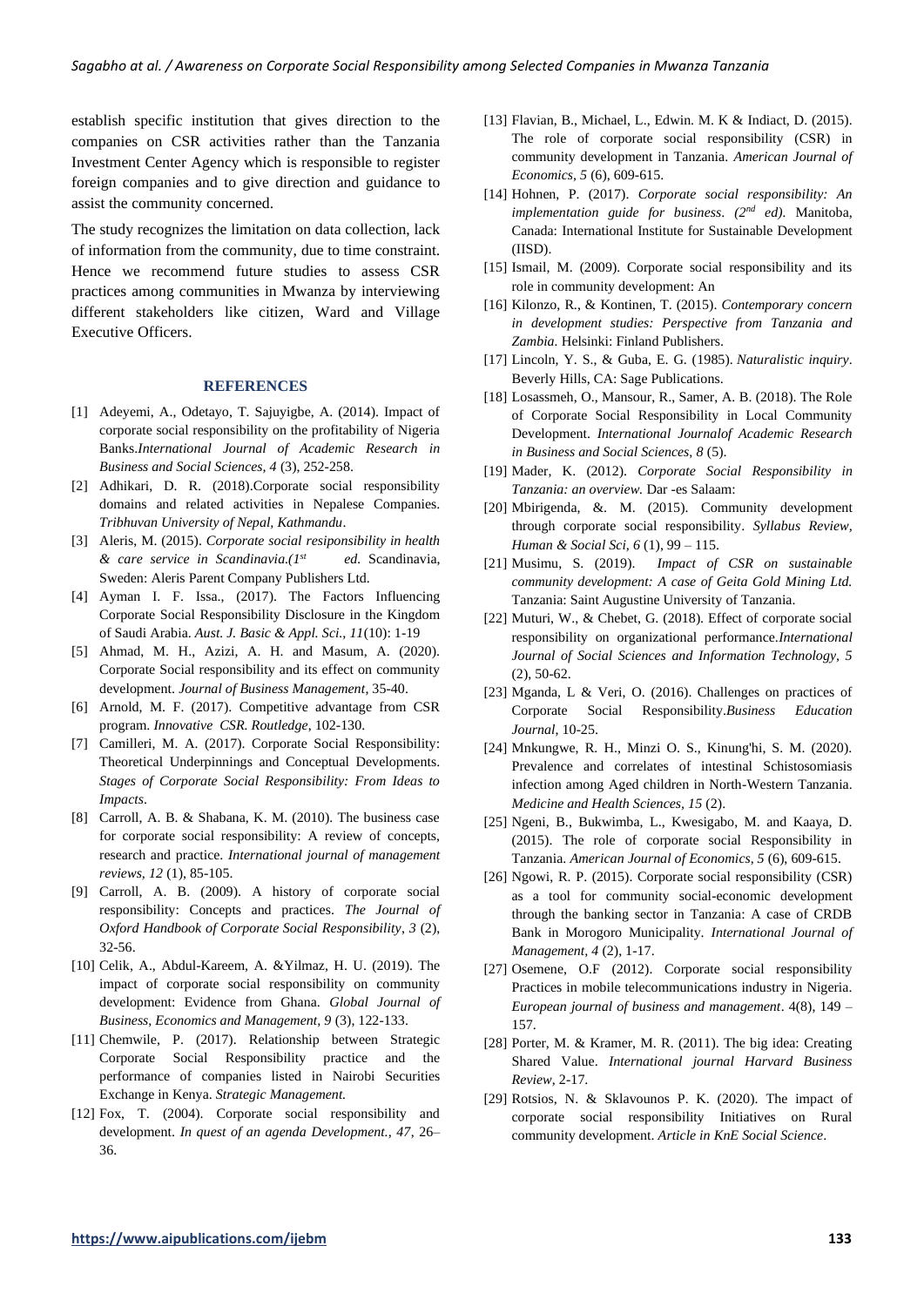establish specific institution that gives direction to the companies on CSR activities rather than the Tanzania Investment Center Agency which is responsible to register foreign companies and to give direction and guidance to assist the community concerned.

The study recognizes the limitation on data collection, lack of information from the community, due to time constraint. Hence we recommend future studies to assess CSR practices among communities in Mwanza by interviewing different stakeholders like citizen, Ward and Village Executive Officers.

## REFERENCES

[1] Adeyemi, A., Odetayo, T. Sajuyigbe, A. (2014). Impact of corporate social responsibility on the profitability of Nigeria Banks.*International Journal of Academic Research in Business and Social Sciences, 4* (3), 252-258.

[2] Adhikari, D. R. (2018).Corporate social responsibility domains and related activities in Nepalese Companies. *Tribhuvan University of Nepal, Kathmandu*.

[3] Aleris, M. (2015). *Corporate social resiponsibility in health & care service in Scandinavia.(1st ed.* Scandinavia, Sweden: Aleris Parent Company Publishers Ltd.

[4] Ayman I. F. Issa., (2017). The Factors Influencing Corporate Social Responsibility Disclosure in the Kingdom of Saudi Arabia. *Aust. J. Basic & Appl. Sci., 11*(10): 1-19

[5] Ahmad, M. H., Azizi, A. H. and Masum, A. (2020). Corporate Social responsibility and its effect on community development. *Journal of Business Management*, 35-40.

[6] Arnold, M. F. (2017). Competitive advantage from CSR program. *Innovative CSR. Routledge*, 102-130.

[7] Camilleri, M. A. (2017). Corporate Social Responsibility: Theoretical Underpinnings and Conceptual Developments. *Stages of Corporate Social Responsibility: From Ideas to Impacts*.

[8] Carroll, A. B. & Shabana, K. M. (2010). The business case for corporate social responsibility: A review of concepts, research and practice. *International journal of management reviews, 12* (1), 85-105.

[9] Carroll, A. B. (2009). A history of corporate social responsibility: Concepts and practices. *The Journal of Oxford Handbook of Corporate Social Responsibility, 3* (2), 32-56.

[10] Celik, A., Abdul-Kareem, A. &Yilmaz, H. U. (2019). The impact of corporate social responsibility on community development: Evidence from Ghana. *Global Journal of Business, Economics and Management, 9* (3), 122-133.

[11] Chemwile, P. (2017). Relationship between Strategic Corporate Social Responsibility practice and the performance of companies listed in Nairobi Securities Exchange in Kenya. *Strategic Management.*

[12] Fox, T. (2004). Corporate social responsibility and development. *In quest of an agenda Development., 47*, 26–36.

[13] Flavian, B., Michael, L., Edwin. M. K & Indiact, D. (2015). The role of corporate social responsibility (CSR) in community development in Tanzania. *American Journal of Economics, 5* (6), 609-615.

[14] Hohnen, P. (2017). *Corporate social responsibility: An implementation guide for business. (2nd ed).* Manitoba, Canada: International Institute for Sustainable Development (IISD).

[15] Ismail, M. (2009). Corporate social responsibility and its role in community development: An

[16] Kilonzo, R., & Kontinen, T. (2015). *Contemporary concern in development studies: Perspective from Tanzania and Zambia*. Helsinki: Finland Publishers.

[17] Lincoln, Y. S., & Guba, E. G. (1985). *Naturalistic inquiry*. Beverly Hills, CA: Sage Publications.

[18] Losassmeh, O., Mansour, R., Samer, A. B. (2018). The Role of Corporate Social Responsibility in Local Community Development. *International Journalof Academic Research in Business and Social Sciences, 8* (5).

[19] Mader, K. (2012). *Corporate Social Responsibility in Tanzania: an overview.* Dar -es Salaam:

[20] Mbirigenda, &. M. (2015). Community development through corporate social responsibility. *Syllabus Review, Human & Social Sci, 6* (1), 99 – 115.

[21] Musimu, S. (2019). *Impact of CSR on sustainable community development: A case of Geita Gold Mining Ltd.* Tanzania: Saint Augustine University of Tanzania.

[22] Muturi, W., & Chebet, G. (2018). Effect of corporate social responsibility on organizational performance.*International Journal of Social Sciences and Information Technology, 5* (2), 50-62.

[23] Mganda, L & Veri, O. (2016). Challenges on practices of Corporate Social Responsibility.*Business Education Journal*, 10-25.

[24] Mnkungwe, R. H., Minzi O. S., Kinung'hi, S. M. (2020). Prevalence and correlates of intestinal Schistosomiasis infection among Aged children in North-Western Tanzania. *Medicine and Health Sciences, 15* (2).

[25] Ngeni, B., Bukwimba, L., Kwesigabo, M. and Kaaya, D. (2015). The role of corporate social Responsibility in Tanzania. *American Journal of Economics, 5* (6), 609-615.

[26] Ngowi, R. P. (2015). Corporate social responsibility (CSR) as a tool for community social-economic development through the banking sector in Tanzania: A case of CRDB Bank in Morogoro Municipality. *International Journal of Management, 4* (2), 1-17.

[27] Osemene, O.F (2012). Corporate social responsibility Practices in mobile telecommunications industry in Nigeria. *European journal of business and management*. 4(8), 149 – 157.

[28] Porter, M. & Kramer, M. R. (2011). The big idea: Creating Shared Value. *International journal Harvard Business Review*, 2-17.

[29] Rotsios, N. & Sklavounos P. K. (2020). The impact of corporate social responsibility Initiatives on Rural community development. *Article in KnE Social Science*.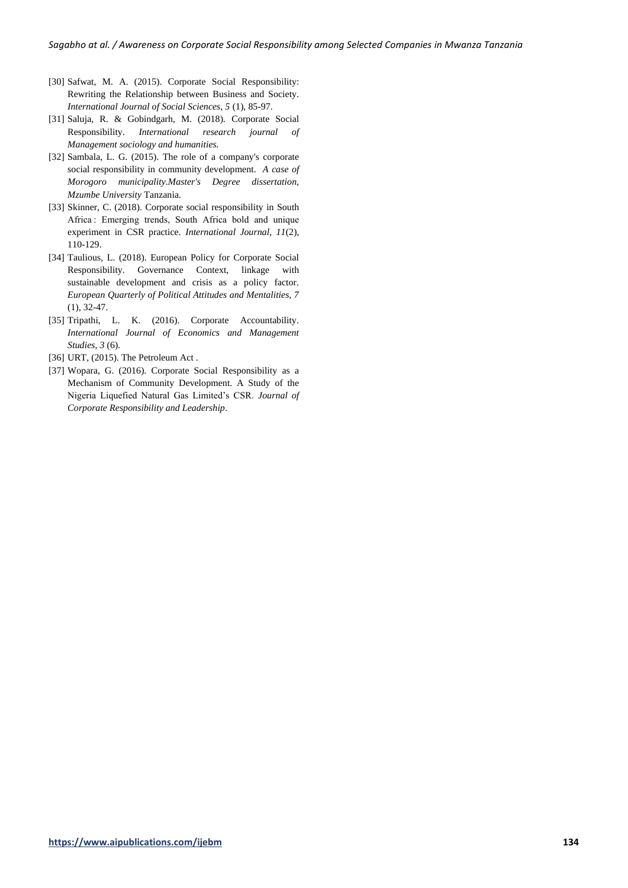[30] Safwat, M. A. (2015). Corporate Social Responsibility: Rewriting the Relationship between Business and Society. *International Journal of Social Sciences, 5* (1), 85-97.

[31] Saluja, R. & Gobindgarh, M. (2018). Corporate Social Responsibility. *International research journal of Management sociology and humanities.*

[32] Sambala, L. G. (2015). The role of a company's corporate social responsibility in community development. *A case of Morogoro municipality.Master's Degree dissertation, Mzumbe University* Tanzania.

[33] Skinner, C. (2018). Corporate social responsibility in South Africa : Emerging trends, South Africa bold and unique experiment in CSR practice. *International Journal, 11*(2), 110-129.

[34] Taulious, L. (2018). European Policy for Corporate Social Responsibility. Governance Context, linkage with sustainable development and crisis as a policy factor. *European Quarterly of Political Attitudes and Mentalities, 7* (1), 32-47.

[35] Tripathi, L. K. (2016). Corporate Accountability. *International Journal of Economics and Management Studies, 3* (6).

[36] URT, (2015). The Petroleum Act .

[37] Wopara, G. (2016). Corporate Social Responsibility as a Mechanism of Community Development. A Study of the Nigeria Liquefied Natural Gas Limited's CSR. *Journal of Corporate Responsibility and Leadership*.